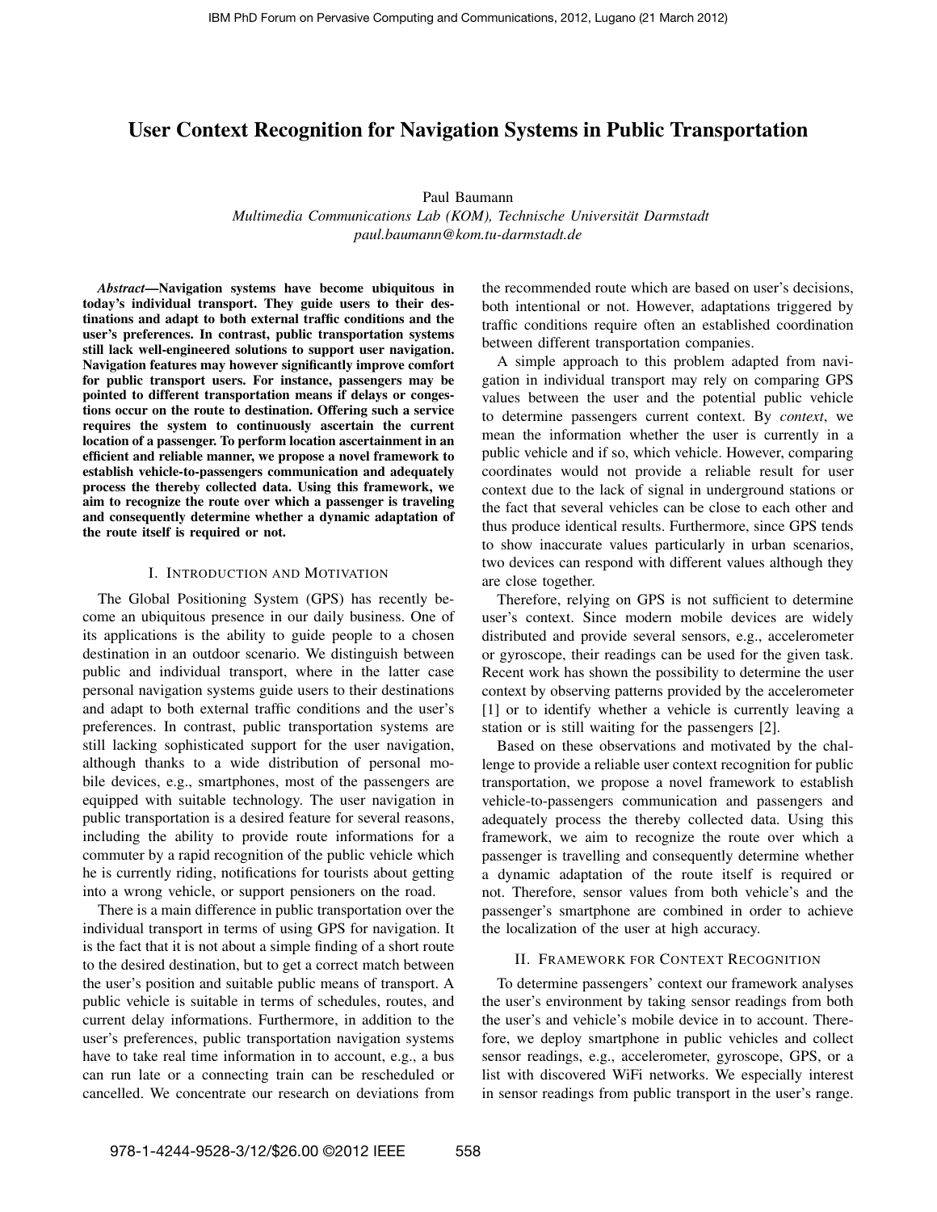# User Context Recognition for Navigation Systems in Public Transportation

Paul Baumann
*Multimedia Communications Lab (KOM), Technische Universität Darmstadt*
*paul.baumann@kom.tu-darmstadt.de*

***Abstract*—Navigation systems have become ubiquitous in today's individual transport. They guide users to their destinations and adapt to both external traffic conditions and the user's preferences. In contrast, public transportation systems still lack well-engineered solutions to support user navigation. Navigation features may however significantly improve comfort for public transport users. For instance, passengers may be pointed to different transportation means if delays or congestions occur on the route to destination. Offering such a service requires the system to continuously ascertain the current location of a passenger. To perform location ascertainment in an efficient and reliable manner, we propose a novel framework to establish vehicle-to-passengers communication and adequately process the thereby collected data. Using this framework, we aim to recognize the route over which a passenger is traveling and consequently determine whether a dynamic adaptation of the route itself is required or not.**

## I. Introduction and Motivation

The Global Positioning System (GPS) has recently become an ubiquitous presence in our daily business. One of its applications is the ability to guide people to a chosen destination in an outdoor scenario. We distinguish between public and individual transport, where in the latter case personal navigation systems guide users to their destinations and adapt to both external traffic conditions and the user's preferences. In contrast, public transportation systems are still lacking sophisticated support for the user navigation, although thanks to a wide distribution of personal mobile devices, e.g., smartphones, most of the passengers are equipped with suitable technology. The user navigation in public transportation is a desired feature for several reasons, including the ability to provide route informations for a commuter by a rapid recognition of the public vehicle which he is currently riding, notifications for tourists about getting into a wrong vehicle, or support pensioners on the road.

There is a main difference in public transportation over the individual transport in terms of using GPS for navigation. It is the fact that it is not about a simple finding of a short route to the desired destination, but to get a correct match between the user's position and suitable public means of transport. A public vehicle is suitable in terms of schedules, routes, and current delay informations. Furthermore, in addition to the user's preferences, public transportation navigation systems have to take real time information in to account, e.g., a bus can run late or a connecting train can be rescheduled or cancelled. We concentrate our research on deviations from the recommended route which are based on user's decisions, both intentional or not. However, adaptations triggered by traffic conditions require often an established coordination between different transportation companies.

A simple approach to this problem adapted from navigation in individual transport may rely on comparing GPS values between the user and the potential public vehicle to determine passengers current context. By *context*, we mean the information whether the user is currently in a public vehicle and if so, which vehicle. However, comparing coordinates would not provide a reliable result for user context due to the lack of signal in underground stations or the fact that several vehicles can be close to each other and thus produce identical results. Furthermore, since GPS tends to show inaccurate values particularly in urban scenarios, two devices can respond with different values although they are close together.

Therefore, relying on GPS is not sufficient to determine user's context. Since modern mobile devices are widely distributed and provide several sensors, e.g., accelerometer or gyroscope, their readings can be used for the given task. Recent work has shown the possibility to determine the user context by observing patterns provided by the accelerometer [1] or to identify whether a vehicle is currently leaving a station or is still waiting for the passengers [2].

Based on these observations and motivated by the challenge to provide a reliable user context recognition for public transportation, we propose a novel framework to establish vehicle-to-passengers communication and passengers and adequately process the thereby collected data. Using this framework, we aim to recognize the route over which a passenger is travelling and consequently determine whether a dynamic adaptation of the route itself is required or not. Therefore, sensor values from both vehicle's and the passenger's smartphone are combined in order to achieve the localization of the user at high accuracy.

## II. Framework for Context Recognition

To determine passengers' context our framework analyses the user's environment by taking sensor readings from both the user's and vehicle's mobile device in to account. Therefore, we deploy smartphone in public vehicles and collect sensor readings, e.g., accelerometer, gyroscope, GPS, or a list with discovered WiFi networks. We especially interest in sensor readings from public transport in the user's range.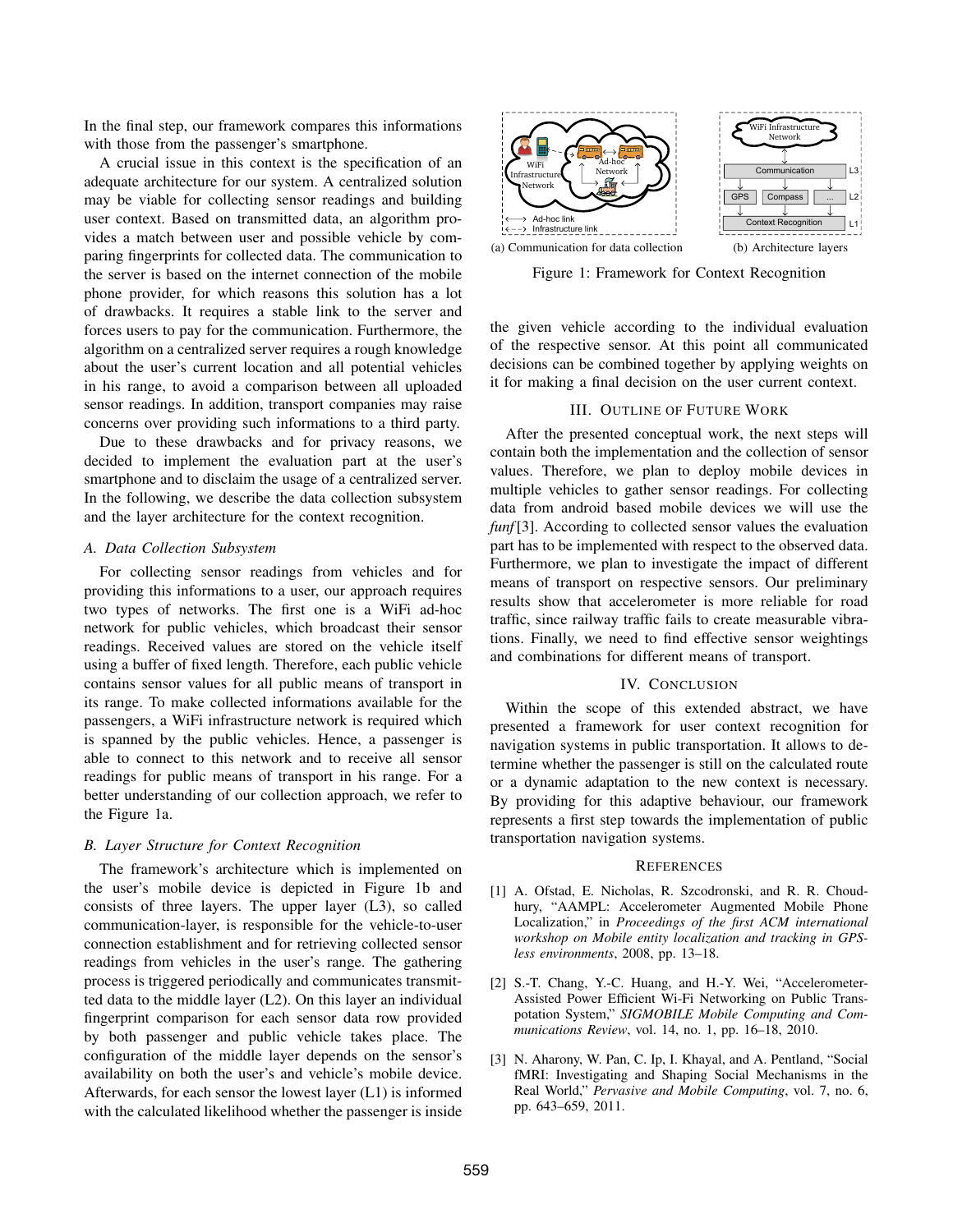In the final step, our framework compares this informations with those from the passenger's smartphone.

A crucial issue in this context is the specification of an adequate architecture for our system. A centralized solution may be viable for collecting sensor readings and building user context. Based on transmitted data, an algorithm provides a match between user and possible vehicle by comparing fingerprints for collected data. The communication to the server is based on the internet connection of the mobile phone provider, for which reasons this solution has a lot of drawbacks. It requires a stable link to the server and forces users to pay for the communication. Furthermore, the algorithm on a centralized server requires a rough knowledge about the user's current location and all potential vehicles in his range, to avoid a comparison between all uploaded sensor readings. In addition, transport companies may raise concerns over providing such informations to a third party.

Due to these drawbacks and for privacy reasons, we decided to implement the evaluation part at the user's smartphone and to disclaim the usage of a centralized server. In the following, we describe the data collection subsystem and the layer architecture for the context recognition.

### A. Data Collection Subsystem

For collecting sensor readings from vehicles and for providing this informations to a user, our approach requires two types of networks. The first one is a WiFi ad-hoc network for public vehicles, which broadcast their sensor readings. Received values are stored on the vehicle itself using a buffer of fixed length. Therefore, each public vehicle contains sensor values for all public means of transport in its range. To make collected informations available for the passengers, a WiFi infrastructure network is required which is spanned by the public vehicles. Hence, a passenger is able to connect to this network and to receive all sensor readings for public means of transport in his range. For a better understanding of our collection approach, we refer to the Figure 1a.

### B. Layer Structure for Context Recognition

The framework's architecture which is implemented on the user's mobile device is depicted in Figure 1b and consists of three layers. The upper layer (L3), so called communication-layer, is responsible for the vehicle-to-user connection establishment and for retrieving collected sensor readings from vehicles in the user's range. The gathering process is triggered periodically and communicates transmitted data to the middle layer (L2). On this layer an individual fingerprint comparison for each sensor data row provided by both passenger and public vehicle takes place. The configuration of the middle layer depends on the sensor's availability on both the user's and vehicle's mobile device. Afterwards, for each sensor the lowest layer (L1) is informed with the calculated likelihood whether the passenger is inside the given vehicle according to the individual evaluation of the respective sensor. At this point all communicated decisions can be combined together by applying weights on it for making a final decision on the user current context.

WiFi Infrastructure Network
Ad-hoc Network
Ad-hoc link
Infrastructure link

(a) Communication for data collection

WiFi Infrastructure Network
Communication L3
GPS Compass ... L2
Context Recognition L1

(b) Architecture layers

Figure 1: Framework for Context Recognition

## III. Outline of Future Work

After the presented conceptual work, the next steps will contain both the implementation and the collection of sensor values. Therefore, we plan to deploy mobile devices in multiple vehicles to gather sensor readings. For collecting data from android based mobile devices we will use the *funf* [3]. According to collected sensor values the evaluation part has to be implemented with respect to the observed data. Furthermore, we plan to investigate the impact of different means of transport on respective sensors. Our preliminary results show that accelerometer is more reliable for road traffic, since railway traffic fails to create measurable vibrations. Finally, we need to find effective sensor weightings and combinations for different means of transport.

## IV. Conclusion

Within the scope of this extended abstract, we have presented a framework for user context recognition for navigation systems in public transportation. It allows to determine whether the passenger is still on the calculated route or a dynamic adaptation to the new context is necessary. By providing for this adaptive behaviour, our framework represents a first step towards the implementation of public transportation navigation systems.

## References

[1] A. Ofstad, E. Nicholas, R. Szcodronski, and R. R. Choudhury, "AAMPL: Accelerometer Augmented Mobile Phone Localization," in *Proceedings of the first ACM international workshop on Mobile entity localization and tracking in GPS-less environments*, 2008, pp. 13–18.

[2] S.-T. Chang, Y.-C. Huang, and H.-Y. Wei, "Accelerometer-Assisted Power Efficient Wi-Fi Networking on Public Transpotation System," *SIGMOBILE Mobile Computing and Communications Review*, vol. 14, no. 1, pp. 16–18, 2010.

[3] N. Aharony, W. Pan, C. Ip, I. Khayal, and A. Pentland, "Social fMRI: Investigating and Shaping Social Mechanisms in the Real World," *Pervasive and Mobile Computing*, vol. 7, no. 6, pp. 643–659, 2011.